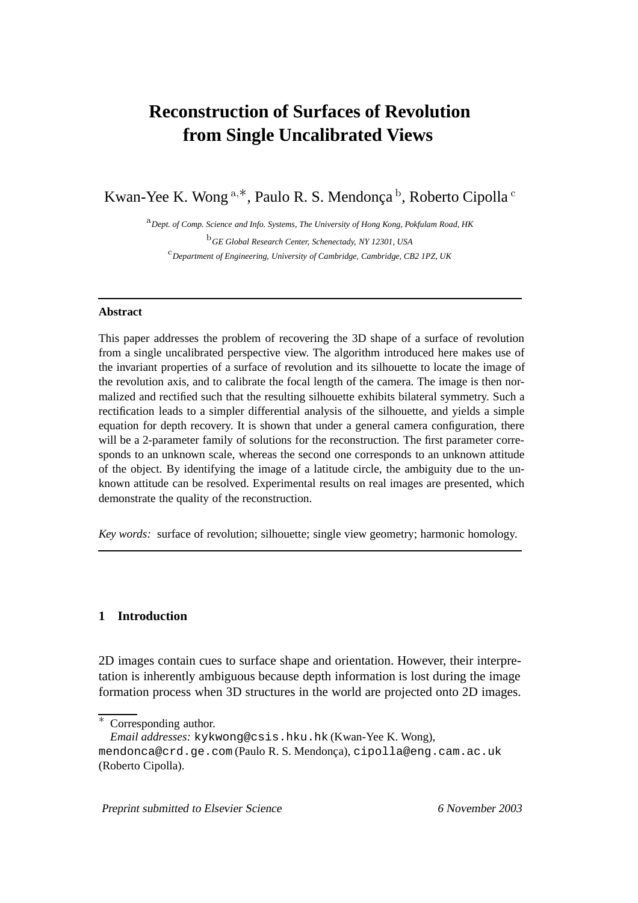# Reconstruction of Surfaces of Revolution from Single Uncalibrated Views

Kwan-Yee K. Wong [a,*], Paulo R. S. Mendonça [b], Roberto Cipolla [c]

[a] *Dept. of Comp. Science and Info. Systems, The University of Hong Kong, Pokfulam Road, HK*

[b] *GE Global Research Center, Schenectady, NY 12301, USA*

[c] *Department of Engineering, University of Cambridge, Cambridge, CB2 1PZ, UK*

---

**Abstract**

This paper addresses the problem of recovering the 3D shape of a surface of revolution from a single uncalibrated perspective view. The algorithm introduced here makes use of the invariant properties of a surface of revolution and its silhouette to locate the image of the revolution axis, and to calibrate the focal length of the camera. The image is then normalized and rectified such that the resulting silhouette exhibits bilateral symmetry. Such a rectification leads to a simpler differential analysis of the silhouette, and yields a simple equation for depth recovery. It is shown that under a general camera configuration, there will be a 2-parameter family of solutions for the reconstruction. The first parameter corresponds to an unknown scale, whereas the second one corresponds to an unknown attitude of the object. By identifying the image of a latitude circle, the ambiguity due to the unknown attitude can be resolved. Experimental results on real images are presented, which demonstrate the quality of the reconstruction.

*Key words:* surface of revolution; silhouette; single view geometry; harmonic homology.

---

## 1 Introduction

2D images contain cues to surface shape and orientation. However, their interpretation is inherently ambiguous because depth information is lost during the image formation process when 3D structures in the world are projected onto 2D images.

---

* Corresponding author.
*Email addresses:* kykwong@csis.hku.hk (Kwan-Yee K. Wong), mendonca@crd.ge.com (Paulo R. S. Mendonça), cipolla@eng.cam.ac.uk (Roberto Cipolla).

*Preprint submitted to Elsevier Science* *6 November 2003*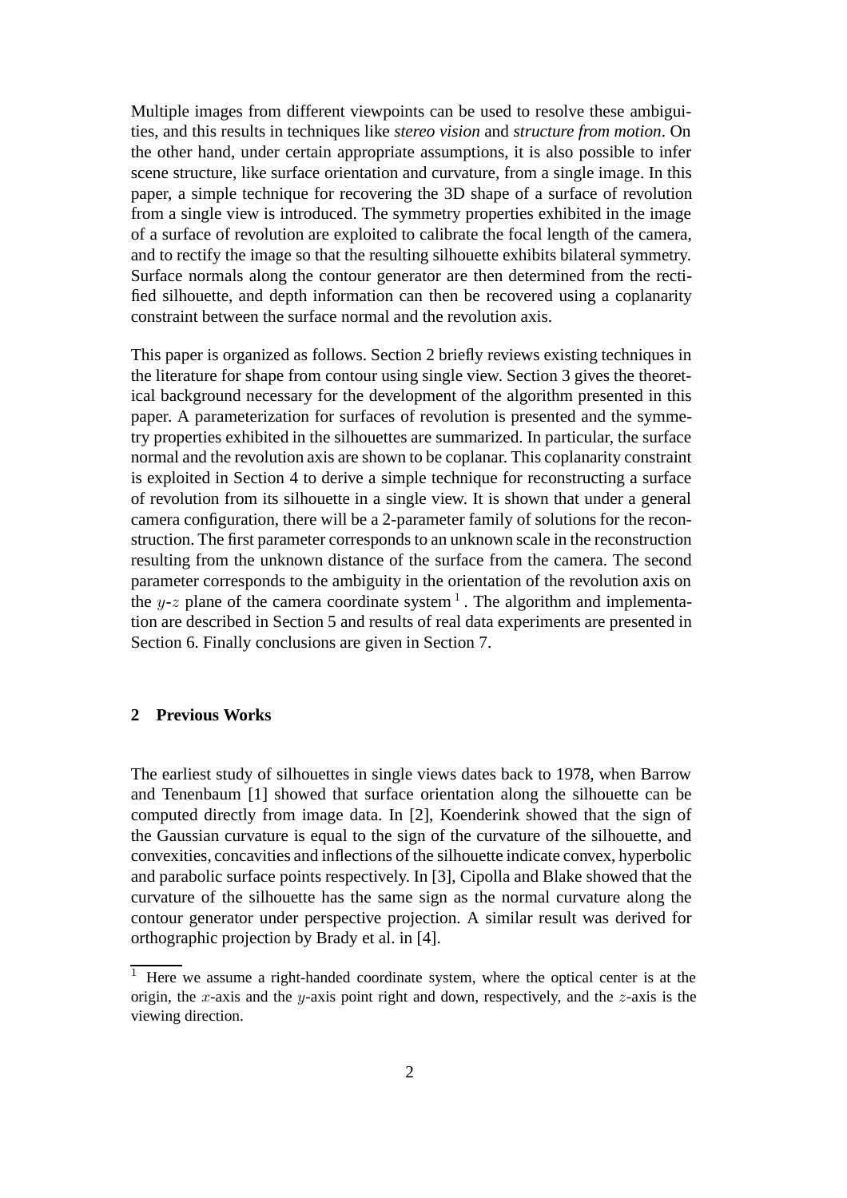Multiple images from different viewpoints can be used to resolve these ambiguities, and this results in techniques like *stereo vision* and *structure from motion*. On the other hand, under certain appropriate assumptions, it is also possible to infer scene structure, like surface orientation and curvature, from a single image. In this paper, a simple technique for recovering the 3D shape of a surface of revolution from a single view is introduced. The symmetry properties exhibited in the image of a surface of revolution are exploited to calibrate the focal length of the camera, and to rectify the image so that the resulting silhouette exhibits bilateral symmetry. Surface normals along the contour generator are then determined from the rectified silhouette, and depth information can then be recovered using a coplanarity constraint between the surface normal and the revolution axis.

This paper is organized as follows. Section 2 briefly reviews existing techniques in the literature for shape from contour using single view. Section 3 gives the theoretical background necessary for the development of the algorithm presented in this paper. A parameterization for surfaces of revolution is presented and the symmetry properties exhibited in the silhouettes are summarized. In particular, the surface normal and the revolution axis are shown to be coplanar. This coplanarity constraint is exploited in Section 4 to derive a simple technique for reconstructing a surface of revolution from its silhouette in a single view. It is shown that under a general camera configuration, there will be a 2-parameter family of solutions for the reconstruction. The first parameter corresponds to an unknown scale in the reconstruction resulting from the unknown distance of the surface from the camera. The second parameter corresponds to the ambiguity in the orientation of the revolution axis on the $y$-$z$ plane of the camera coordinate system [1]. The algorithm and implementation are described in Section 5 and results of real data experiments are presented in Section 6. Finally conclusions are given in Section 7.

## 2 Previous Works

The earliest study of silhouettes in single views dates back to 1978, when Barrow and Tenenbaum [1] showed that surface orientation along the silhouette can be computed directly from image data. In [2], Koenderink showed that the sign of the Gaussian curvature is equal to the sign of the curvature of the silhouette, and convexities, concavities and inflections of the silhouette indicate convex, hyperbolic and parabolic surface points respectively. In [3], Cipolla and Blake showed that the curvature of the silhouette has the same sign as the normal curvature along the contour generator under perspective projection. A similar result was derived for orthographic projection by Brady et al. in [4].

[1] Here we assume a right-handed coordinate system, where the optical center is at the origin, the $x$-axis and the $y$-axis point right and down, respectively, and the $z$-axis is the viewing direction.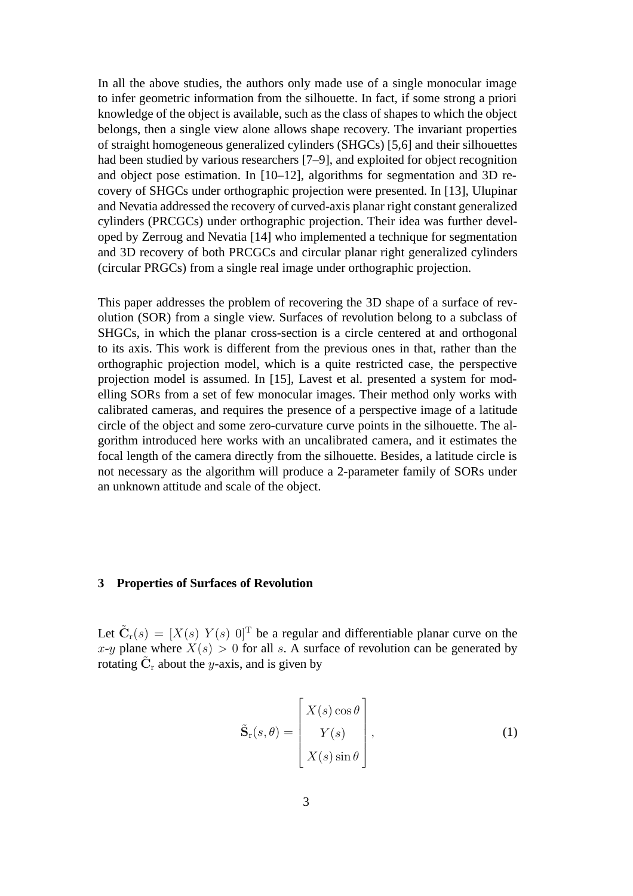In all the above studies, the authors only made use of a single monocular image to infer geometric information from the silhouette. In fact, if some strong a priori knowledge of the object is available, such as the class of shapes to which the object belongs, then a single view alone allows shape recovery. The invariant properties of straight homogeneous generalized cylinders (SHGCs) [5,6] and their silhouettes had been studied by various researchers [7–9], and exploited for object recognition and object pose estimation. In [10–12], algorithms for segmentation and 3D recovery of SHGCs under orthographic projection were presented. In [13], Ulupinar and Nevatia addressed the recovery of curved-axis planar right constant generalized cylinders (PRCGCs) under orthographic projection. Their idea was further developed by Zerroug and Nevatia [14] who implemented a technique for segmentation and 3D recovery of both PRCGCs and circular planar right generalized cylinders (circular PRGCs) from a single real image under orthographic projection.

This paper addresses the problem of recovering the 3D shape of a surface of revolution (SOR) from a single view. Surfaces of revolution belong to a subclass of SHGCs, in which the planar cross-section is a circle centered at and orthogonal to its axis. This work is different from the previous ones in that, rather than the orthographic projection model, which is a quite restricted case, the perspective projection model is assumed. In [15], Lavest et al. presented a system for modelling SORs from a set of few monocular images. Their method only works with calibrated cameras, and requires the presence of a perspective image of a latitude circle of the object and some zero-curvature curve points in the silhouette. The algorithm introduced here works with an uncalibrated camera, and it estimates the focal length of the camera directly from the silhouette. Besides, a latitude circle is not necessary as the algorithm will produce a 2-parameter family of SORs under an unknown attitude and scale of the object.

## 3 Properties of Surfaces of Revolution

Let $\tilde{\mathbf{C}}_{\mathrm{r}}(s) = [X(s)\ Y(s)\ 0]^{\mathrm{T}}$ be a regular and differentiable planar curve on the $x$-$y$ plane where $X(s) > 0$ for all $s$. A surface of revolution can be generated by rotating $\tilde{\mathbf{C}}_{\mathrm{r}}$ about the $y$-axis, and is given by

$$\tilde{\mathbf{S}}_{\mathrm{r}}(s, \theta) = \begin{bmatrix} X(s)\cos\theta \\ Y(s) \\ X(s)\sin\theta \end{bmatrix}, \tag{1}$$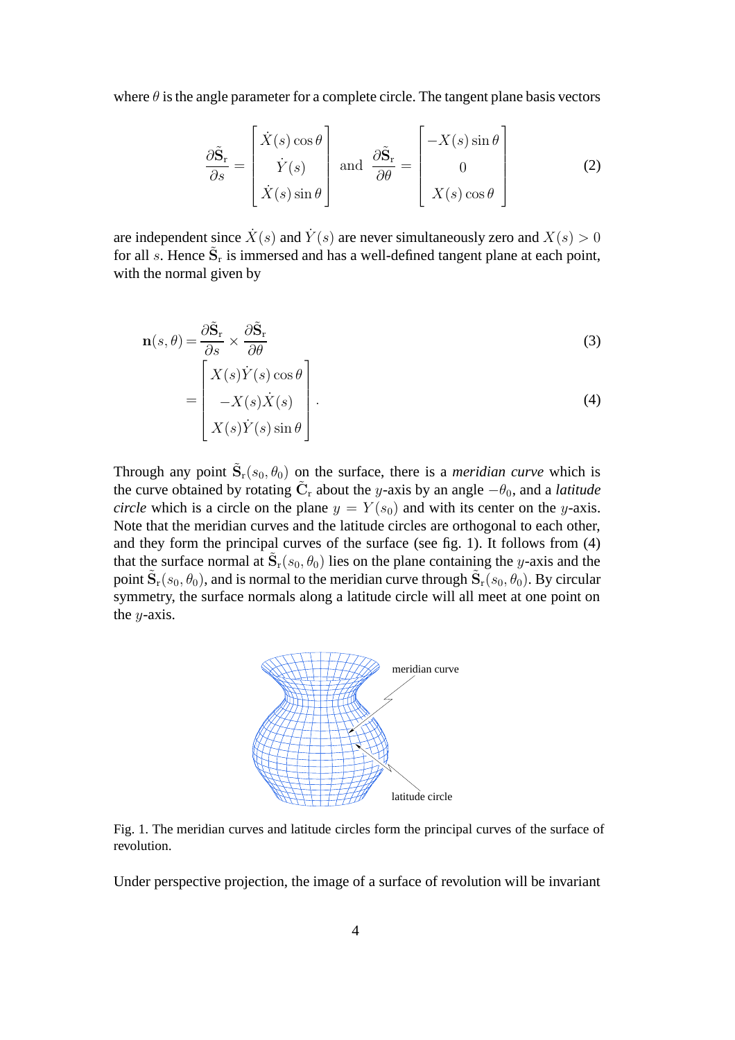where $\theta$ is the angle parameter for a complete circle. The tangent plane basis vectors

$$\frac{\partial \tilde{\mathbf{S}}_{\mathrm{r}}}{\partial s} = \begin{bmatrix} \dot{X}(s)\cos\theta \\ \dot{Y}(s) \\ \dot{X}(s)\sin\theta \end{bmatrix} \text{ and } \frac{\partial \tilde{\mathbf{S}}_{\mathrm{r}}}{\partial \theta} = \begin{bmatrix} -X(s)\sin\theta \\ 0 \\ X(s)\cos\theta \end{bmatrix} \tag{2}$$

are independent since $\dot{X}(s)$ and $\dot{Y}(s)$ are never simultaneously zero and $X(s) > 0$ for all $s$. Hence $\tilde{\mathbf{S}}_{\mathrm{r}}$ is immersed and has a well-defined tangent plane at each point, with the normal given by

$$\mathbf{n}(s,\theta) = \frac{\partial \tilde{\mathbf{S}}_{\mathrm{r}}}{\partial s} \times \frac{\partial \tilde{\mathbf{S}}_{\mathrm{r}}}{\partial \theta} \tag{3}$$

$$= \begin{bmatrix} X(s)\dot{Y}(s)\cos\theta \\ -X(s)\dot{X}(s) \\ X(s)\dot{Y}(s)\sin\theta \end{bmatrix}. \tag{4}$$

Through any point $\tilde{\mathbf{S}}_{\mathrm{r}}(s_0, \theta_0)$ on the surface, there is a *meridian curve* which is the curve obtained by rotating $\tilde{\mathbf{C}}_{\mathrm{r}}$ about the $y$-axis by an angle $-\theta_0$, and a *latitude circle* which is a circle on the plane $y = Y(s_0)$ and with its center on the $y$-axis. Note that the meridian curves and the latitude circles are orthogonal to each other, and they form the principal curves of the surface (see fig. 1). It follows from (4) that the surface normal at $\tilde{\mathbf{S}}_{\mathrm{r}}(s_0, \theta_0)$ lies on the plane containing the $y$-axis and the point $\tilde{\mathbf{S}}_{\mathrm{r}}(s_0, \theta_0)$, and is normal to the meridian curve through $\tilde{\mathbf{S}}_{\mathrm{r}}(s_0, \theta_0)$. By circular symmetry, the surface normals along a latitude circle will all meet at one point on the $y$-axis.

Fig. 1. The meridian curves and latitude circles form the principal curves of the surface of revolution.

Under perspective projection, the image of a surface of revolution will be invariant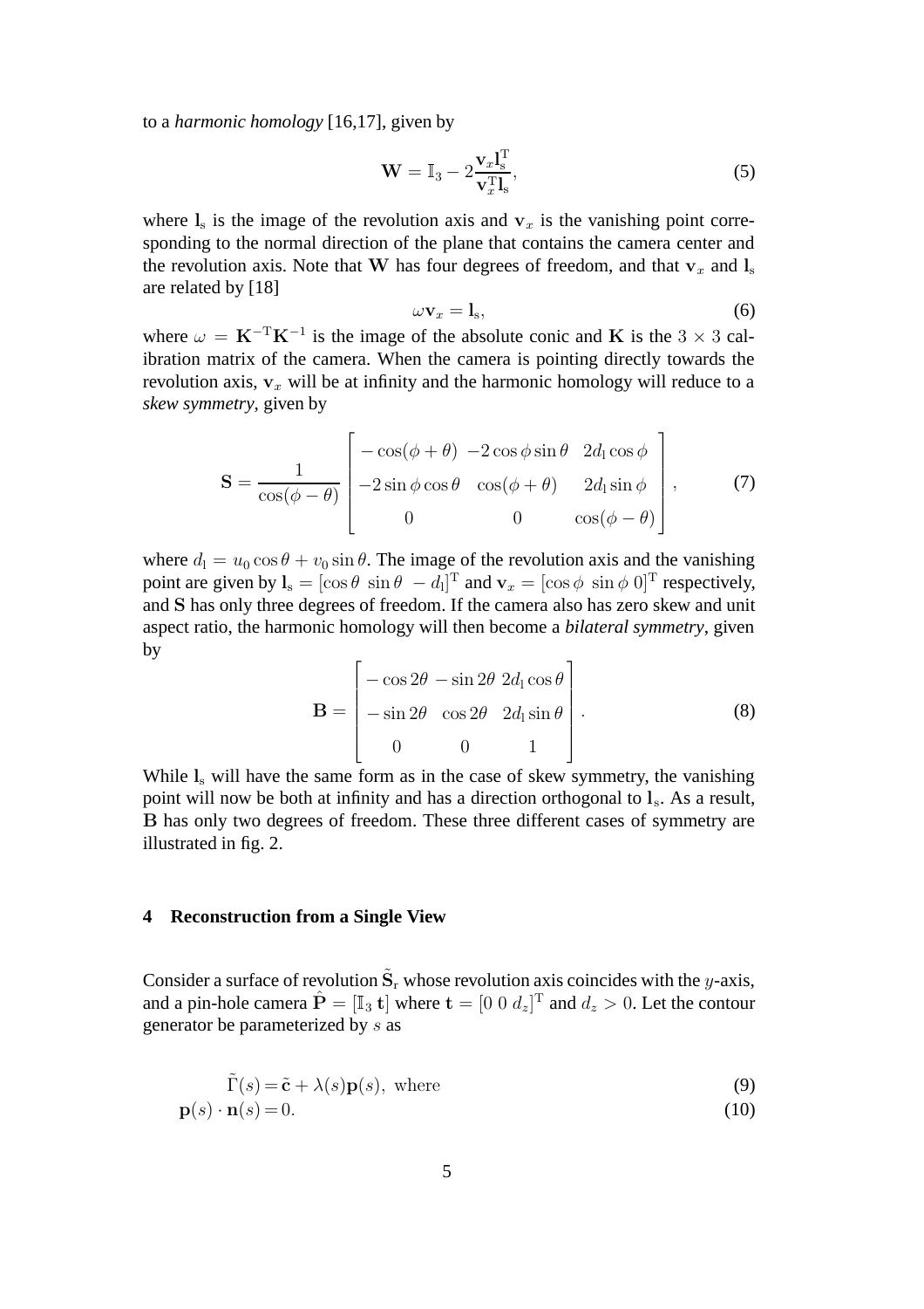to a *harmonic homology* [16,17], given by

$$\mathbf{W} = \mathbb{I}_3 - 2\frac{\mathbf{v}_x \mathbf{l}_\mathrm{s}^\mathrm{T}}{\mathbf{v}_x^\mathrm{T} \mathbf{l}_\mathrm{s}}, \tag{5}$$

where $\mathbf{l}_\mathrm{s}$ is the image of the revolution axis and $\mathbf{v}_x$ is the vanishing point corresponding to the normal direction of the plane that contains the camera center and the revolution axis. Note that $\mathbf{W}$ has four degrees of freedom, and that $\mathbf{v}_x$ and $\mathbf{l}_\mathrm{s}$ are related by [18]

$$\omega \mathbf{v}_x = \mathbf{l}_\mathrm{s}, \tag{6}$$

where $\omega = \mathbf{K}^{-\mathrm{T}}\mathbf{K}^{-1}$ is the image of the absolute conic and $\mathbf{K}$ is the $3 \times 3$ calibration matrix of the camera. When the camera is pointing directly towards the revolution axis, $\mathbf{v}_x$ will be at infinity and the harmonic homology will reduce to a *skew symmetry*, given by

$$\mathbf{S} = \frac{1}{\cos(\phi - \theta)} \begin{bmatrix} -\cos(\phi + \theta) & -2\cos\phi\sin\theta & 2d_\mathrm{l}\cos\phi \\ -2\sin\phi\cos\theta & \cos(\phi + \theta) & 2d_\mathrm{l}\sin\phi \\ 0 & 0 & \cos(\phi - \theta) \end{bmatrix}, \tag{7}$$

where $d_\mathrm{l} = u_0 \cos\theta + v_0 \sin\theta$. The image of the revolution axis and the vanishing point are given by $\mathbf{l}_\mathrm{s} = [\cos\theta \ \sin\theta \ -d_\mathrm{l}]^\mathrm{T}$ and $\mathbf{v}_x = [\cos\phi \ \sin\phi \ 0]^\mathrm{T}$ respectively, and $\mathbf{S}$ has only three degrees of freedom. If the camera also has zero skew and unit aspect ratio, the harmonic homology will then become a *bilateral symmetry*, given by

$$\mathbf{B} = \begin{bmatrix} -\cos 2\theta & -\sin 2\theta & 2d_\mathrm{l}\cos\theta \\ -\sin 2\theta & \cos 2\theta & 2d_\mathrm{l}\sin\theta \\ 0 & 0 & 1 \end{bmatrix}. \tag{8}$$

While $\mathbf{l}_\mathrm{s}$ will have the same form as in the case of skew symmetry, the vanishing point will now be both at infinity and has a direction orthogonal to $\mathbf{l}_\mathrm{s}$. As a result, $\mathbf{B}$ has only two degrees of freedom. These three different cases of symmetry are illustrated in fig. 2.

## 4 Reconstruction from a Single View

Consider a surface of revolution $\tilde{\mathbf{S}}_\mathrm{r}$ whose revolution axis coincides with the $y$-axis, and a pin-hole camera $\hat{\mathbf{P}} = [\mathbb{I}_3 \ \mathbf{t}]$ where $\mathbf{t} = [0 \ 0 \ d_z]^\mathrm{T}$ and $d_z > 0$. Let the contour generator be parameterized by $s$ as

$$\tilde{\Gamma}(s) = \tilde{\mathbf{c}} + \lambda(s)\mathbf{p}(s), \text{ where} \tag{9}$$

$$\mathbf{p}(s) \cdot \mathbf{n}(s) = 0. \tag{10}$$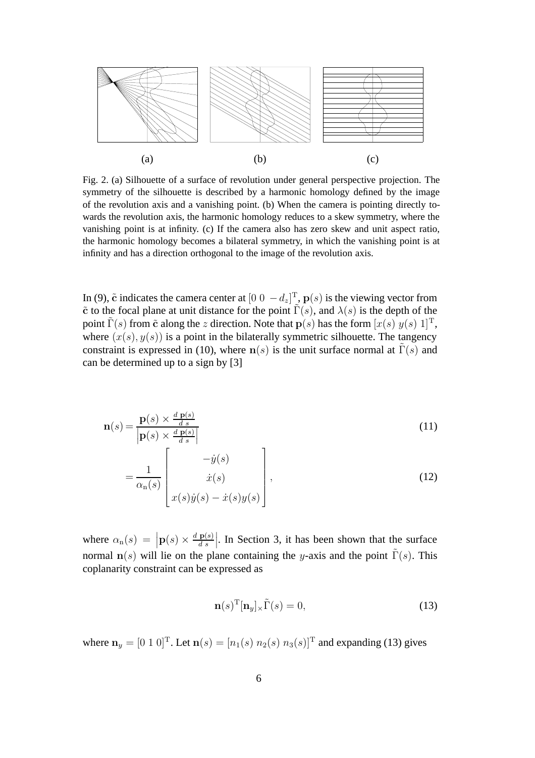(a) (b) (c)

Fig. 2. (a) Silhouette of a surface of revolution under general perspective projection. The symmetry of the silhouette is described by a harmonic homology defined by the image of the revolution axis and a vanishing point. (b) When the camera is pointing directly towards the revolution axis, the harmonic homology reduces to a skew symmetry, where the vanishing point is at infinity. (c) If the camera also has zero skew and unit aspect ratio, the harmonic homology becomes a bilateral symmetry, in which the vanishing point is at infinity and has a direction orthogonal to the image of the revolution axis.

In (9), $\tilde{\mathbf{c}}$ indicates the camera center at $[0\ 0\ -d_z]^{\mathrm{T}}$, $\mathbf{p}(s)$ is the viewing vector from $\tilde{\mathbf{c}}$ to the focal plane at unit distance for the point $\tilde{\Gamma}(s)$, and $\lambda(s)$ is the depth of the point $\tilde{\Gamma}(s)$ from $\tilde{\mathbf{c}}$ along the $z$ direction. Note that $\mathbf{p}(s)$ has the form $[x(s)\ y(s)\ 1]^{\mathrm{T}}$, where $(x(s), y(s))$ is a point in the bilaterally symmetric silhouette. The tangency constraint is expressed in (10), where $\mathbf{n}(s)$ is the unit surface normal at $\tilde{\Gamma}(s)$ and can be determined up to a sign by [3]

$$\mathbf{n}(s) = \frac{\mathbf{p}(s) \times \frac{d\ \mathbf{p}(s)}{d\ s}}{\left|\mathbf{p}(s) \times \frac{d\ \mathbf{p}(s)}{d\ s}\right|} \tag{11}$$

$$= \frac{1}{\alpha_{\mathrm{n}}(s)} \begin{bmatrix} -\dot{y}(s) \\ \dot{x}(s) \\ x(s)\dot{y}(s) - \dot{x}(s)y(s) \end{bmatrix}, \tag{12}$$

where $\alpha_{\mathrm{n}}(s) = \left|\mathbf{p}(s) \times \frac{d\ \mathbf{p}(s)}{d\ s}\right|$. In Section 3, it has been shown that the surface normal $\mathbf{n}(s)$ will lie on the plane containing the $y$-axis and the point $\tilde{\Gamma}(s)$. This coplanarity constraint can be expressed as

$$\mathbf{n}(s)^{\mathrm{T}}[\mathbf{n}_y]_\times \tilde{\Gamma}(s) = 0, \tag{13}$$

where $\mathbf{n}_y = [0\ 1\ 0]^{\mathrm{T}}$. Let $\mathbf{n}(s) = [n_1(s)\ n_2(s)\ n_3(s)]^{\mathrm{T}}$ and expanding (13) gives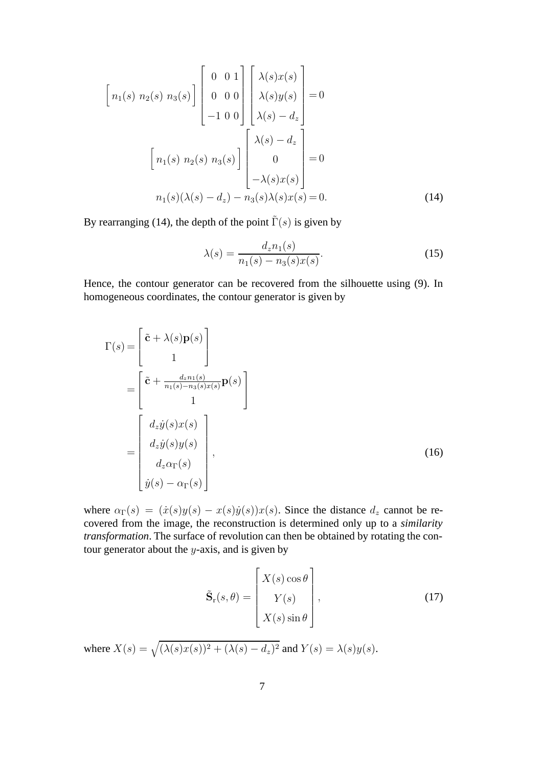$$
\begin{bmatrix} n_1(s) & n_2(s) & n_3(s) \end{bmatrix} \begin{bmatrix} 0 & 0 & 1 \\ 0 & 0 & 0 \\ -1 & 0 & 0 \end{bmatrix} \begin{bmatrix} \lambda(s)x(s) \\ \lambda(s)y(s) \\ \lambda(s) - d_z \end{bmatrix} = 0
$$

$$
\begin{bmatrix} n_1(s) & n_2(s) & n_3(s) \end{bmatrix} \begin{bmatrix} \lambda(s) - d_z \\ 0 \\ -\lambda(s)x(s) \end{bmatrix} = 0
$$

$$
n_1(s)(\lambda(s) - d_z) - n_3(s)\lambda(s)x(s) = 0. \tag{14}
$$

By rearranging (14), the depth of the point $\tilde{\Gamma}(s)$ is given by

$$
\lambda(s) = \frac{d_z n_1(s)}{n_1(s) - n_3(s)x(s)}. \tag{15}
$$

Hence, the contour generator can be recovered from the silhouette using (9). In homogeneous coordinates, the contour generator is given by

$$
\begin{aligned}
\Gamma(s) &= \begin{bmatrix} \tilde{\mathbf{c}} + \lambda(s)\mathbf{p}(s) \\ 1 \end{bmatrix} \\
&= \begin{bmatrix} \tilde{\mathbf{c}} + \frac{d_z n_1(s)}{n_1(s) - n_3(s)x(s)}\mathbf{p}(s) \\ 1 \end{bmatrix} \\
&= \begin{bmatrix} d_z \dot{y}(s)x(s) \\ d_z \dot{y}(s)y(s) \\ d_z \alpha_\Gamma(s) \\ \dot{y}(s) - \alpha_\Gamma(s) \end{bmatrix},
\end{aligned} \tag{16}
$$

where $\alpha_\Gamma(s) = (\dot{x}(s)y(s) - x(s)\dot{y}(s))x(s)$. Since the distance $d_z$ cannot be recovered from the image, the reconstruction is determined only up to a *similarity transformation*. The surface of revolution can then be obtained by rotating the contour generator about the $y$-axis, and is given by

$$
\tilde{\mathbf{S}}_\mathrm{r}(s, \theta) = \begin{bmatrix} X(s)\cos\theta \\ Y(s) \\ X(s)\sin\theta \end{bmatrix}, \tag{17}
$$

where $X(s) = \sqrt{(\lambda(s)x(s))^2 + (\lambda(s) - d_z)^2}$ and $Y(s) = \lambda(s)y(s)$.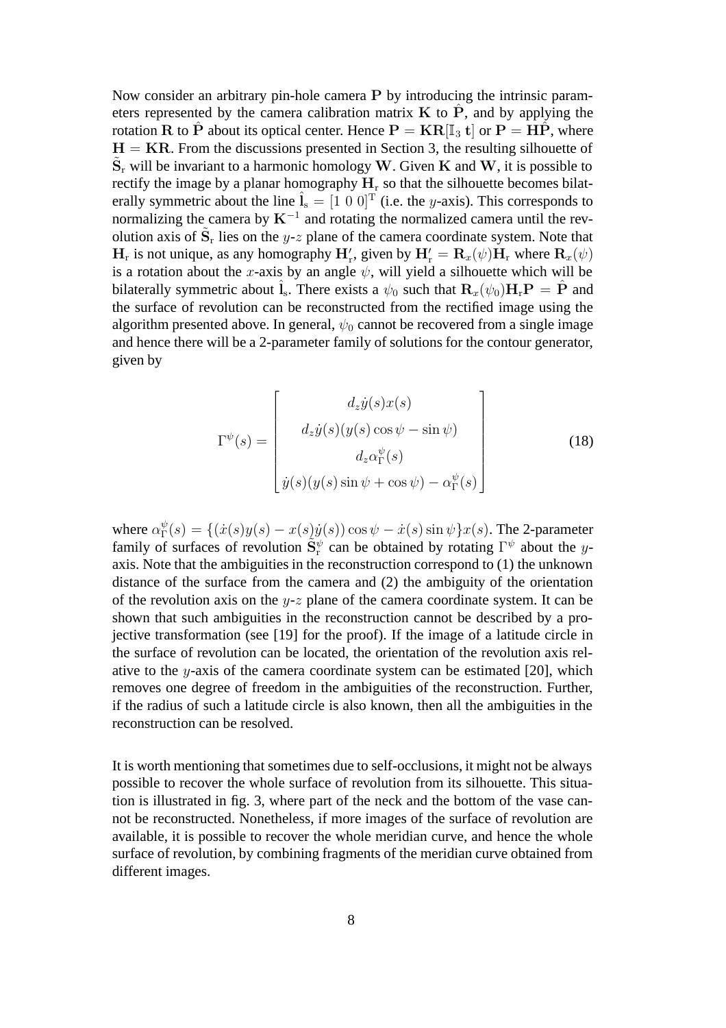Now consider an arbitrary pin-hole camera $\mathbf{P}$ by introducing the intrinsic parameters represented by the camera calibration matrix $\mathbf{K}$ to $\hat{\mathbf{P}}$, and by applying the rotation $\mathbf{R}$ to $\hat{\mathbf{P}}$ about its optical center. Hence $\mathbf{P} = \mathbf{K}\mathbf{R}[\mathbb{I}_3 \ \mathbf{t}]$ or $\mathbf{P} = \mathbf{H}\hat{\mathbf{P}}$, where $\mathbf{H} = \mathbf{K}\mathbf{R}$. From the discussions presented in Section 3, the resulting silhouette of $\tilde{\mathbf{S}}_\mathrm{r}$ will be invariant to a harmonic homology $\mathbf{W}$. Given $\mathbf{K}$ and $\mathbf{W}$, it is possible to rectify the image by a planar homography $\mathbf{H}_\mathrm{r}$ so that the silhouette becomes bilaterally symmetric about the line $\hat{\mathbf{l}}_\mathrm{s} = [1 \ 0 \ 0]^\mathrm{T}$ (i.e. the $y$-axis). This corresponds to normalizing the camera by $\mathbf{K}^{-1}$ and rotating the normalized camera until the revolution axis of $\tilde{\mathbf{S}}_\mathrm{r}$ lies on the $y$-$z$ plane of the camera coordinate system. Note that $\mathbf{H}_\mathrm{r}$ is not unique, as any homography $\mathbf{H}'_\mathrm{r}$, given by $\mathbf{H}'_\mathrm{r} = \mathbf{R}_x(\psi)\mathbf{H}_\mathrm{r}$ where $\mathbf{R}_x(\psi)$ is a rotation about the $x$-axis by an angle $\psi$, will yield a silhouette which will be bilaterally symmetric about $\hat{\mathbf{l}}_\mathrm{s}$. There exists a $\psi_0$ such that $\mathbf{R}_x(\psi_0)\mathbf{H}_\mathrm{r}\mathbf{P} = \hat{\mathbf{P}}$ and the surface of revolution can be reconstructed from the rectified image using the algorithm presented above. In general, $\psi_0$ cannot be recovered from a single image and hence there will be a 2-parameter family of solutions for the contour generator, given by

$$\Gamma^\psi(s) = \begin{bmatrix} d_z \dot{y}(s) x(s) \\ d_z \dot{y}(s)(y(s)\cos\psi - \sin\psi) \\ d_z \alpha_\Gamma^\psi(s) \\ \dot{y}(s)(y(s)\sin\psi + \cos\psi) - \alpha_\Gamma^\psi(s) \end{bmatrix} \tag{18}$$

where $\alpha_\Gamma^\psi(s) = \{(\dot{x}(s)y(s) - x(s)\dot{y}(s))\cos\psi - \dot{x}(s)\sin\psi\}x(s)$. The 2-parameter family of surfaces of revolution $\tilde{\mathbf{S}}_\mathrm{r}^\psi$ can be obtained by rotating $\Gamma^\psi$ about the $y$-axis. Note that the ambiguities in the reconstruction correspond to (1) the unknown distance of the surface from the camera and (2) the ambiguity of the orientation of the revolution axis on the $y$-$z$ plane of the camera coordinate system. It can be shown that such ambiguities in the reconstruction cannot be described by a projective transformation (see [19] for the proof). If the image of a latitude circle in the surface of revolution can be located, the orientation of the revolution axis relative to the $y$-axis of the camera coordinate system can be estimated [20], which removes one degree of freedom in the ambiguities of the reconstruction. Further, if the radius of such a latitude circle is also known, then all the ambiguities in the reconstruction can be resolved.

It is worth mentioning that sometimes due to self-occlusions, it might not be always possible to recover the whole surface of revolution from its silhouette. This situation is illustrated in fig. 3, where part of the neck and the bottom of the vase cannot be reconstructed. Nonetheless, if more images of the surface of revolution are available, it is possible to recover the whole meridian curve, and hence the whole surface of revolution, by combining fragments of the meridian curve obtained from different images.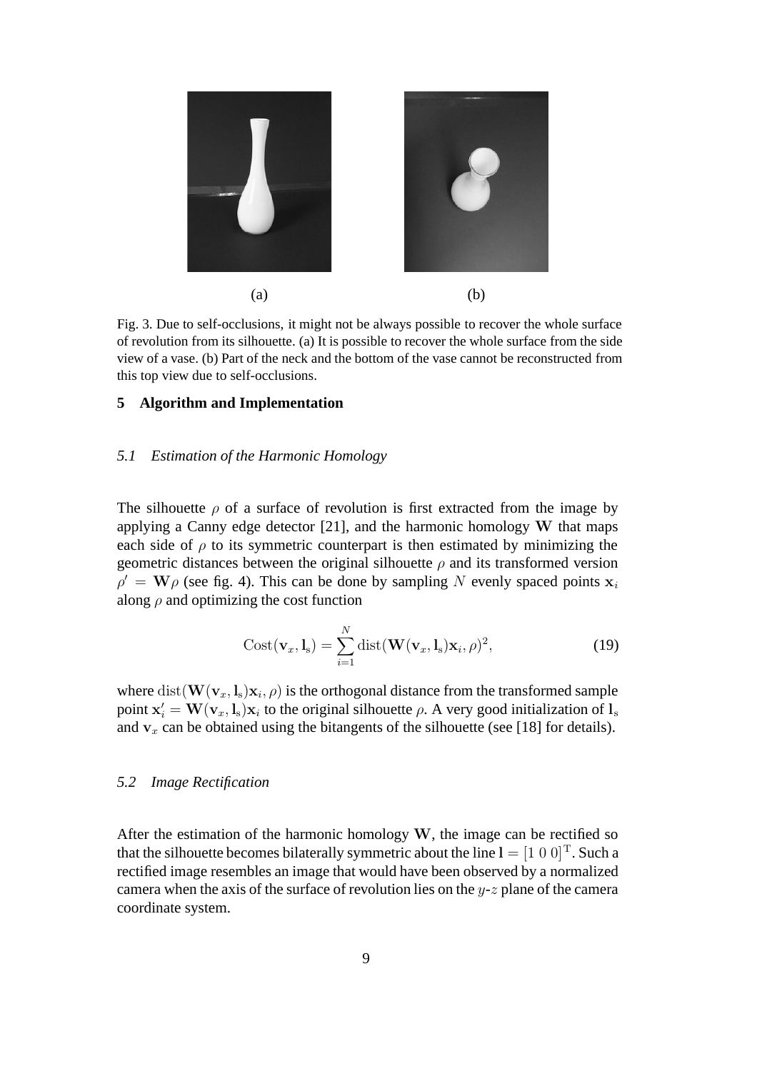(a) (b)

Fig. 3. Due to self-occlusions, it might not be always possible to recover the whole surface of revolution from its silhouette. (a) It is possible to recover the whole surface from the side view of a vase. (b) Part of the neck and the bottom of the vase cannot be reconstructed from this top view due to self-occlusions.

## 5 Algorithm and Implementation

### 5.1 Estimation of the Harmonic Homology

The silhouette $\rho$ of a surface of revolution is first extracted from the image by applying a Canny edge detector [21], and the harmonic homology $\mathbf{W}$ that maps each side of $\rho$ to its symmetric counterpart is then estimated by minimizing the geometric distances between the original silhouette $\rho$ and its transformed version $\rho' = \mathbf{W}\rho$ (see fig. 4). This can be done by sampling $N$ evenly spaced points $\mathbf{x}_i$ along $\rho$ and optimizing the cost function

$$\mathrm{Cost}(\mathbf{v}_x, \mathbf{l}_\mathrm{s}) = \sum_{i=1}^{N} \mathrm{dist}(\mathbf{W}(\mathbf{v}_x, \mathbf{l}_\mathrm{s})\mathbf{x}_i, \rho)^2, \tag{19}$$

where $\mathrm{dist}(\mathbf{W}(\mathbf{v}_x, \mathbf{l}_\mathrm{s})\mathbf{x}_i, \rho)$ is the orthogonal distance from the transformed sample point $\mathbf{x}'_i = \mathbf{W}(\mathbf{v}_x, \mathbf{l}_\mathrm{s})\mathbf{x}_i$ to the original silhouette $\rho$. A very good initialization of $\mathbf{l}_\mathrm{s}$ and $\mathbf{v}_x$ can be obtained using the bitangents of the silhouette (see [18] for details).

### 5.2 Image Rectification

After the estimation of the harmonic homology $\mathbf{W}$, the image can be rectified so that the silhouette becomes bilaterally symmetric about the line $\mathbf{l} = [1\ 0\ 0]^\mathrm{T}$. Such a rectified image resembles an image that would have been observed by a normalized camera when the axis of the surface of revolution lies on the $y$-$z$ plane of the camera coordinate system.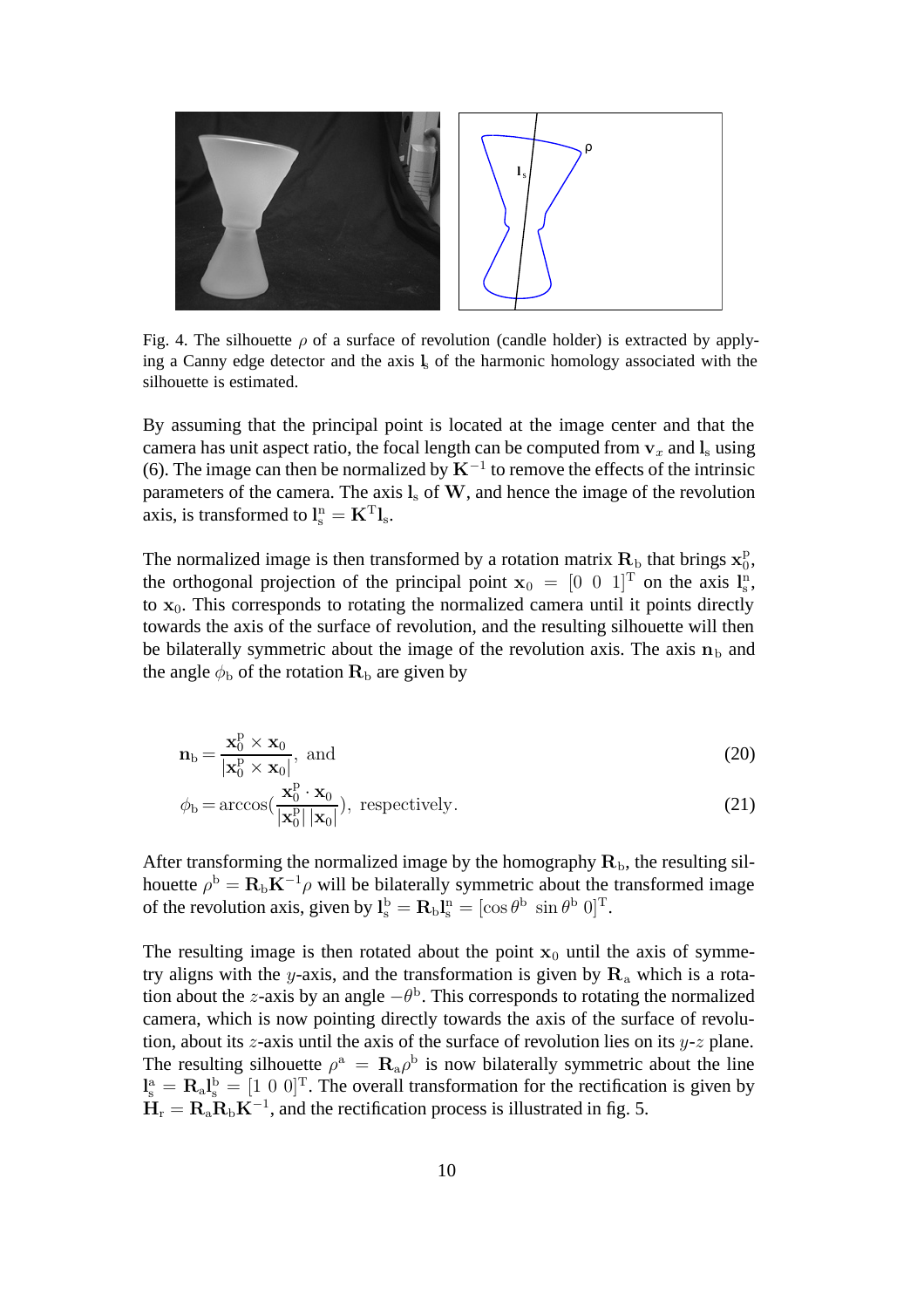Fig. 4. The silhouette $\rho$ of a surface of revolution (candle holder) is extracted by applying a Canny edge detector and the axis $\mathbf{l}_s$ of the harmonic homology associated with the silhouette is estimated.

By assuming that the principal point is located at the image center and that the camera has unit aspect ratio, the focal length can be computed from $\mathbf{v}_x$ and $\mathbf{l}_s$ using (6). The image can then be normalized by $\mathbf{K}^{-1}$ to remove the effects of the intrinsic parameters of the camera. The axis $\mathbf{l}_s$ of $\mathbf{W}$, and hence the image of the revolution axis, is transformed to $\mathbf{l}_s^n = \mathbf{K}^T \mathbf{l}_s$.

The normalized image is then transformed by a rotation matrix $\mathbf{R}_b$ that brings $\mathbf{x}_0^p$, the orthogonal projection of the principal point $\mathbf{x}_0 = [0 \;\; 0 \;\; 1]^T$ on the axis $\mathbf{l}_s^n$, to $\mathbf{x}_0$. This corresponds to rotating the normalized camera until it points directly towards the axis of the surface of revolution, and the resulting silhouette will then be bilaterally symmetric about the image of the revolution axis. The axis $\mathbf{n}_b$ and the angle $\phi_b$ of the rotation $\mathbf{R}_b$ are given by

$$\mathbf{n}_b = \frac{\mathbf{x}_0^p \times \mathbf{x}_0}{|\mathbf{x}_0^p \times \mathbf{x}_0|}, \text{ and} \tag{20}$$

$$\phi_b = \arccos\left(\frac{\mathbf{x}_0^p \cdot \mathbf{x}_0}{|\mathbf{x}_0^p||\mathbf{x}_0|}\right), \text{ respectively.} \tag{21}$$

After transforming the normalized image by the homography $\mathbf{R}_b$, the resulting silhouette $\rho^b = \mathbf{R}_b \mathbf{K}^{-1} \rho$ will be bilaterally symmetric about the transformed image of the revolution axis, given by $\mathbf{l}_s^b = \mathbf{R}_b \mathbf{l}_s^n = [\cos\theta^b \;\; \sin\theta^b \;\; 0]^T$.

The resulting image is then rotated about the point $\mathbf{x}_0$ until the axis of symmetry aligns with the $y$-axis, and the transformation is given by $\mathbf{R}_a$ which is a rotation about the $z$-axis by an angle $-\theta^b$. This corresponds to rotating the normalized camera, which is now pointing directly towards the axis of the surface of revolution, about its $z$-axis until the axis of the surface of revolution lies on its $y$-$z$ plane. The resulting silhouette $\rho^a = \mathbf{R}_a \rho^b$ is now bilaterally symmetric about the line $\mathbf{l}_s^a = \mathbf{R}_a \mathbf{l}_s^b = [1 \;\; 0 \;\; 0]^T$. The overall transformation for the rectification is given by $\mathbf{H}_r = \mathbf{R}_a \mathbf{R}_b \mathbf{K}^{-1}$, and the rectification process is illustrated in fig. 5.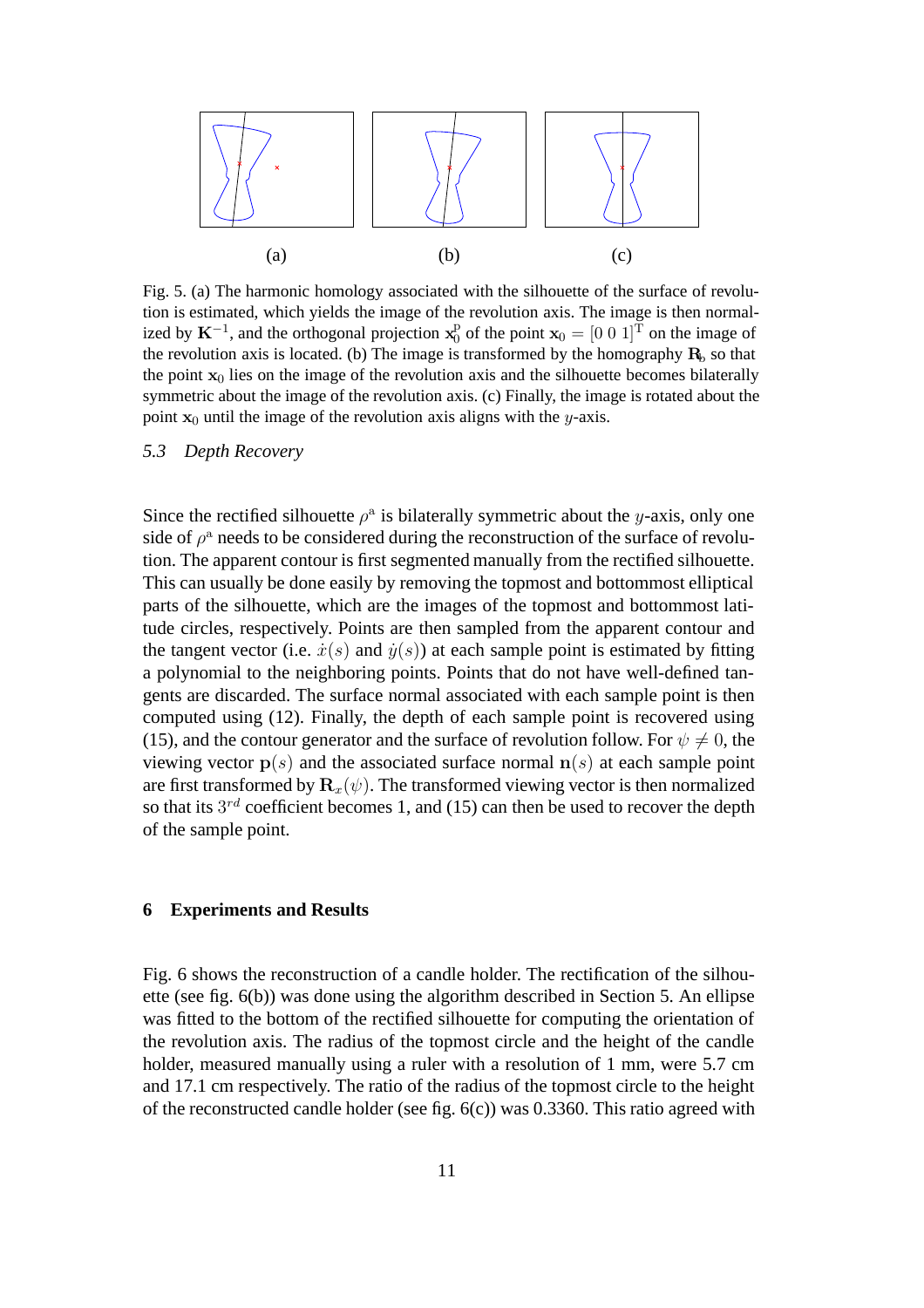(a) (b) (c)

Fig. 5. (a) The harmonic homology associated with the silhouette of the surface of revolution is estimated, which yields the image of the revolution axis. The image is then normalized by $\mathbf{K}^{-1}$, and the orthogonal projection $\mathbf{x}_0^{\mathrm{p}}$ of the point $\mathbf{x}_0 = [0\ 0\ 1]^{\mathrm{T}}$ on the image of the revolution axis is located. (b) The image is transformed by the homography $\mathbf{R}_{\mathrm{b}}$ so that the point $\mathbf{x}_0$ lies on the image of the revolution axis and the silhouette becomes bilaterally symmetric about the image of the revolution axis. (c) Finally, the image is rotated about the point $\mathbf{x}_0$ until the image of the revolution axis aligns with the $y$-axis.

### *5.3 Depth Recovery*

Since the rectified silhouette $\rho^{\mathrm{a}}$ is bilaterally symmetric about the $y$-axis, only one side of $\rho^{\mathrm{a}}$ needs to be considered during the reconstruction of the surface of revolution. The apparent contour is first segmented manually from the rectified silhouette. This can usually be done easily by removing the topmost and bottommost elliptical parts of the silhouette, which are the images of the topmost and bottommost latitude circles, respectively. Points are then sampled from the apparent contour and the tangent vector (i.e. $\dot{x}(s)$ and $\dot{y}(s)$) at each sample point is estimated by fitting a polynomial to the neighboring points. Points that do not have well-defined tangents are discarded. The surface normal associated with each sample point is then computed using (12). Finally, the depth of each sample point is recovered using (15), and the contour generator and the surface of revolution follow. For $\psi \neq 0$, the viewing vector $\mathbf{p}(s)$ and the associated surface normal $\mathbf{n}(s)$ at each sample point are first transformed by $\mathbf{R}_x(\psi)$. The transformed viewing vector is then normalized so that its $3^{rd}$ coefficient becomes 1, and (15) can then be used to recover the depth of the sample point.

## 6 Experiments and Results

Fig. 6 shows the reconstruction of a candle holder. The rectification of the silhouette (see fig. 6(b)) was done using the algorithm described in Section 5. An ellipse was fitted to the bottom of the rectified silhouette for computing the orientation of the revolution axis. The radius of the topmost circle and the height of the candle holder, measured manually using a ruler with a resolution of 1 mm, were 5.7 cm and 17.1 cm respectively. The ratio of the radius of the topmost circle to the height of the reconstructed candle holder (see fig. 6(c)) was 0.3360. This ratio agreed with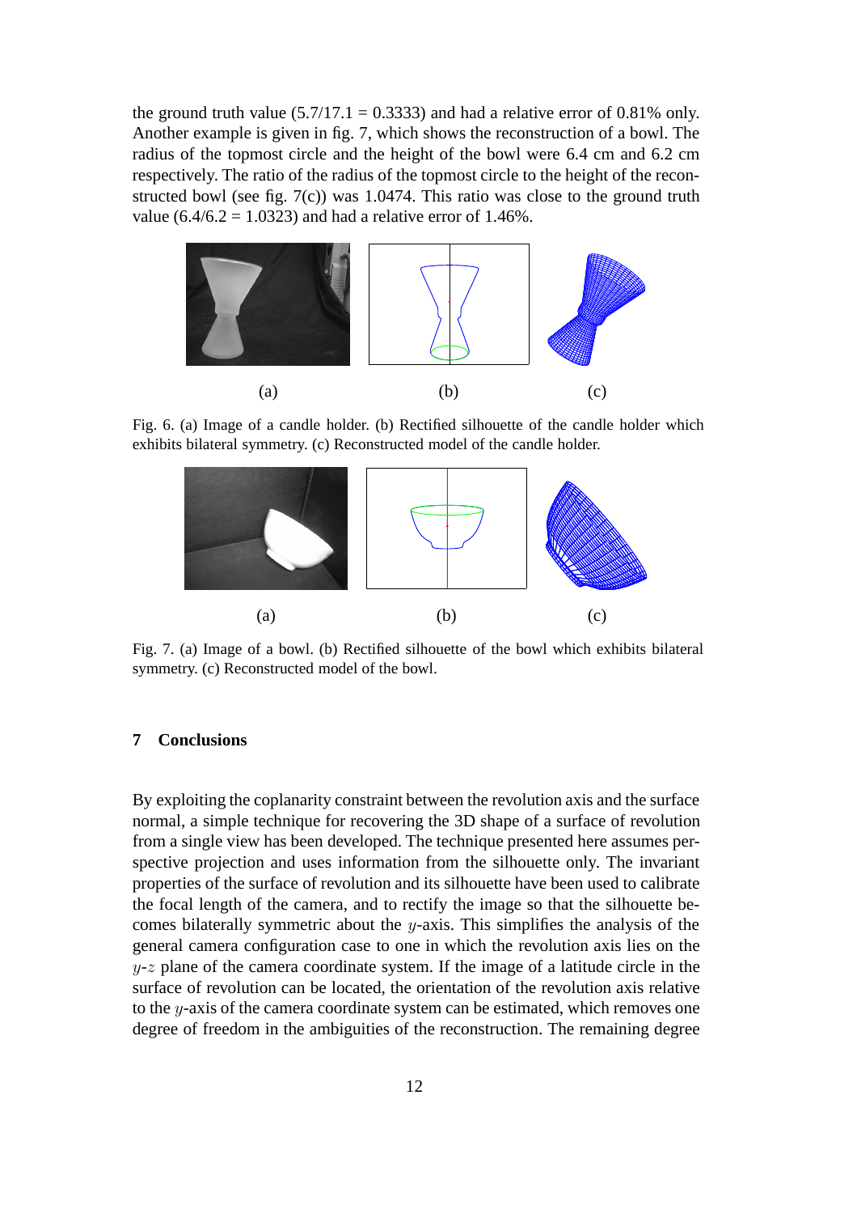the ground truth value (5.7/17.1 = 0.3333) and had a relative error of 0.81% only. Another example is given in fig. 7, which shows the reconstruction of a bowl. The radius of the topmost circle and the height of the bowl were 6.4 cm and 6.2 cm respectively. The ratio of the radius of the topmost circle to the height of the reconstructed bowl (see fig. 7(c)) was 1.0474. This ratio was close to the ground truth value (6.4/6.2 = 1.0323) and had a relative error of 1.46%.

Fig. 6. (a) Image of a candle holder. (b) Rectified silhouette of the candle holder which exhibits bilateral symmetry. (c) Reconstructed model of the candle holder.

Fig. 7. (a) Image of a bowl. (b) Rectified silhouette of the bowl which exhibits bilateral symmetry. (c) Reconstructed model of the bowl.

## 7 Conclusions

By exploiting the coplanarity constraint between the revolution axis and the surface normal, a simple technique for recovering the 3D shape of a surface of revolution from a single view has been developed. The technique presented here assumes perspective projection and uses information from the silhouette only. The invariant properties of the surface of revolution and its silhouette have been used to calibrate the focal length of the camera, and to rectify the image so that the silhouette becomes bilaterally symmetric about the $y$-axis. This simplifies the analysis of the general camera configuration case to one in which the revolution axis lies on the $y$-$z$ plane of the camera coordinate system. If the image of a latitude circle in the surface of revolution can be located, the orientation of the revolution axis relative to the $y$-axis of the camera coordinate system can be estimated, which removes one degree of freedom in the ambiguities of the reconstruction. The remaining degree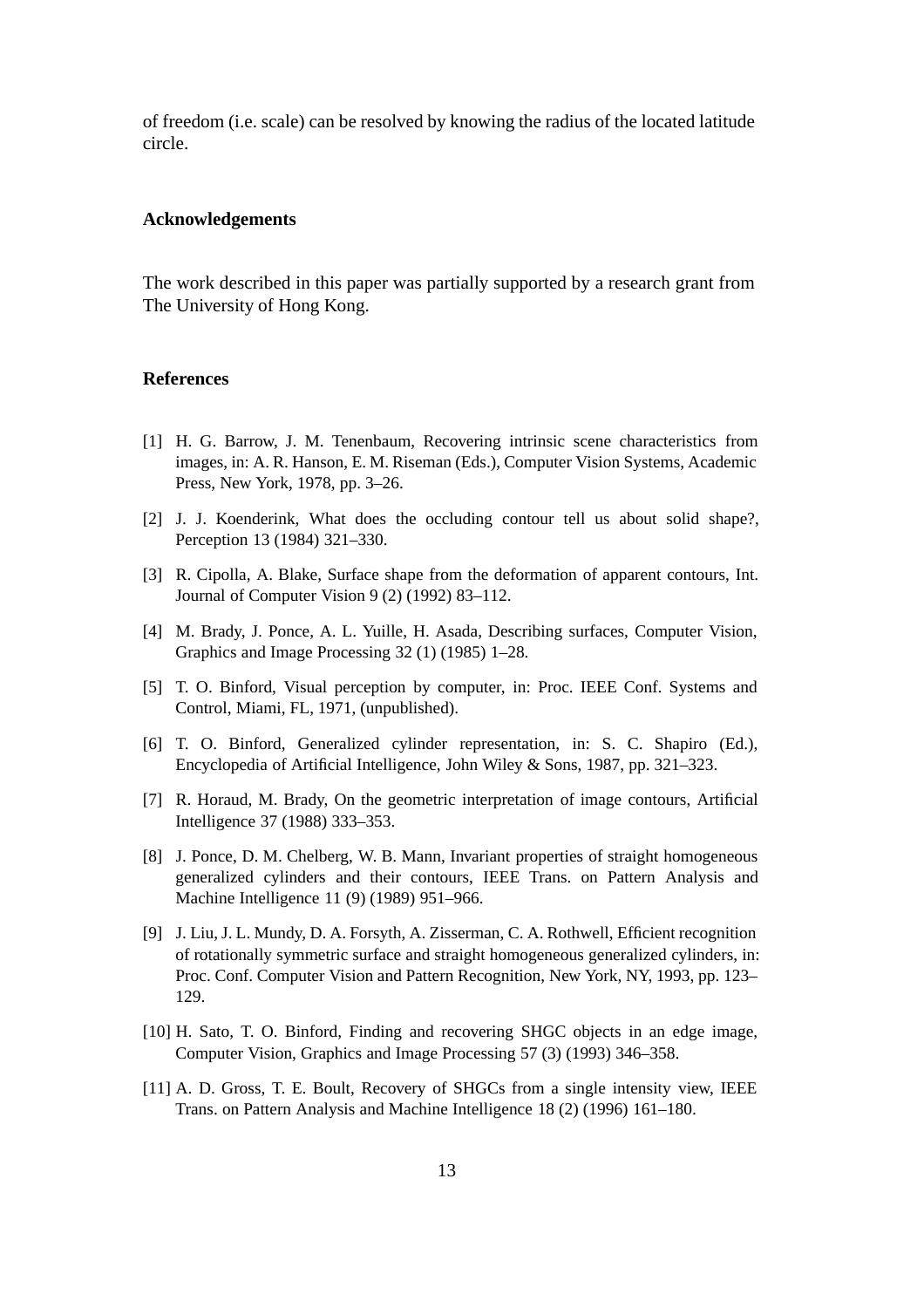of freedom (i.e. scale) can be resolved by knowing the radius of the located latitude circle.

## Acknowledgements

The work described in this paper was partially supported by a research grant from The University of Hong Kong.

## References

[1] H. G. Barrow, J. M. Tenenbaum, Recovering intrinsic scene characteristics from images, in: A. R. Hanson, E. M. Riseman (Eds.), Computer Vision Systems, Academic Press, New York, 1978, pp. 3–26.

[2] J. J. Koenderink, What does the occluding contour tell us about solid shape?, Perception 13 (1984) 321–330.

[3] R. Cipolla, A. Blake, Surface shape from the deformation of apparent contours, Int. Journal of Computer Vision 9 (2) (1992) 83–112.

[4] M. Brady, J. Ponce, A. L. Yuille, H. Asada, Describing surfaces, Computer Vision, Graphics and Image Processing 32 (1) (1985) 1–28.

[5] T. O. Binford, Visual perception by computer, in: Proc. IEEE Conf. Systems and Control, Miami, FL, 1971, (unpublished).

[6] T. O. Binford, Generalized cylinder representation, in: S. C. Shapiro (Ed.), Encyclopedia of Artificial Intelligence, John Wiley & Sons, 1987, pp. 321–323.

[7] R. Horaud, M. Brady, On the geometric interpretation of image contours, Artificial Intelligence 37 (1988) 333–353.

[8] J. Ponce, D. M. Chelberg, W. B. Mann, Invariant properties of straight homogeneous generalized cylinders and their contours, IEEE Trans. on Pattern Analysis and Machine Intelligence 11 (9) (1989) 951–966.

[9] J. Liu, J. L. Mundy, D. A. Forsyth, A. Zisserman, C. A. Rothwell, Efficient recognition of rotationally symmetric surface and straight homogeneous generalized cylinders, in: Proc. Conf. Computer Vision and Pattern Recognition, New York, NY, 1993, pp. 123–129.

[10] H. Sato, T. O. Binford, Finding and recovering SHGC objects in an edge image, Computer Vision, Graphics and Image Processing 57 (3) (1993) 346–358.

[11] A. D. Gross, T. E. Boult, Recovery of SHGCs from a single intensity view, IEEE Trans. on Pattern Analysis and Machine Intelligence 18 (2) (1996) 161–180.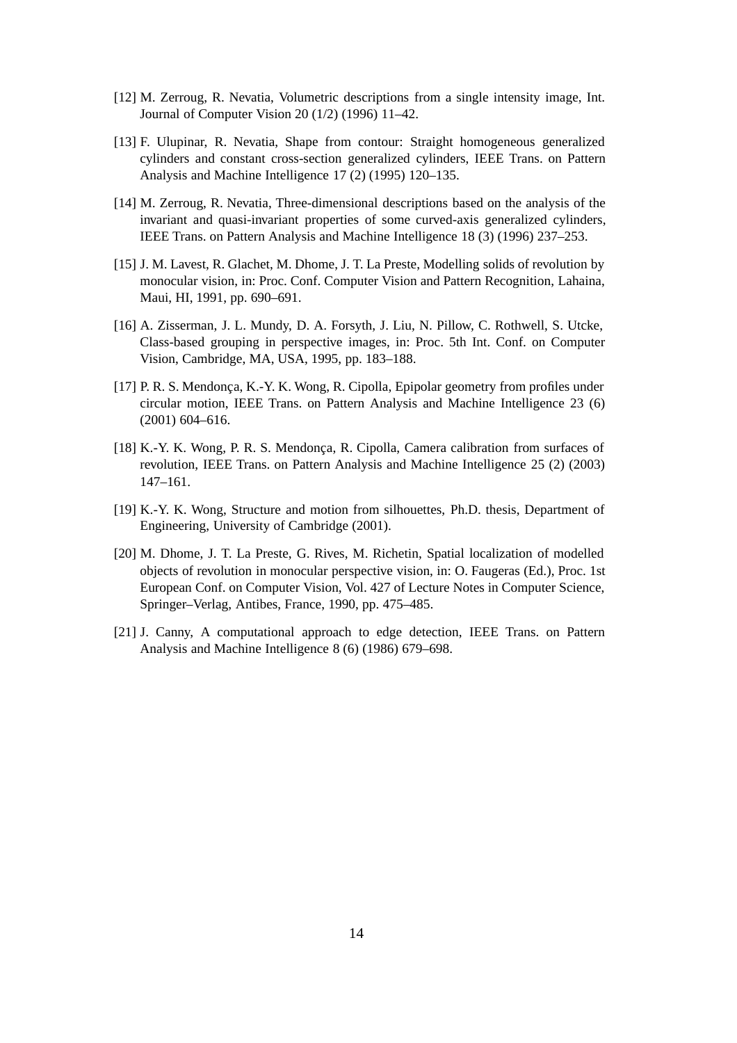[12] M. Zerroug, R. Nevatia, Volumetric descriptions from a single intensity image, Int. Journal of Computer Vision 20 (1/2) (1996) 11–42.

[13] F. Ulupinar, R. Nevatia, Shape from contour: Straight homogeneous generalized cylinders and constant cross-section generalized cylinders, IEEE Trans. on Pattern Analysis and Machine Intelligence 17 (2) (1995) 120–135.

[14] M. Zerroug, R. Nevatia, Three-dimensional descriptions based on the analysis of the invariant and quasi-invariant properties of some curved-axis generalized cylinders, IEEE Trans. on Pattern Analysis and Machine Intelligence 18 (3) (1996) 237–253.

[15] J. M. Lavest, R. Glachet, M. Dhome, J. T. La Preste, Modelling solids of revolution by monocular vision, in: Proc. Conf. Computer Vision and Pattern Recognition, Lahaina, Maui, HI, 1991, pp. 690–691.

[16] A. Zisserman, J. L. Mundy, D. A. Forsyth, J. Liu, N. Pillow, C. Rothwell, S. Utcke, Class-based grouping in perspective images, in: Proc. 5th Int. Conf. on Computer Vision, Cambridge, MA, USA, 1995, pp. 183–188.

[17] P. R. S. Mendonça, K.-Y. K. Wong, R. Cipolla, Epipolar geometry from profiles under circular motion, IEEE Trans. on Pattern Analysis and Machine Intelligence 23 (6) (2001) 604–616.

[18] K.-Y. K. Wong, P. R. S. Mendonça, R. Cipolla, Camera calibration from surfaces of revolution, IEEE Trans. on Pattern Analysis and Machine Intelligence 25 (2) (2003) 147–161.

[19] K.-Y. K. Wong, Structure and motion from silhouettes, Ph.D. thesis, Department of Engineering, University of Cambridge (2001).

[20] M. Dhome, J. T. La Preste, G. Rives, M. Richetin, Spatial localization of modelled objects of revolution in monocular perspective vision, in: O. Faugeras (Ed.), Proc. 1st European Conf. on Computer Vision, Vol. 427 of Lecture Notes in Computer Science, Springer–Verlag, Antibes, France, 1990, pp. 475–485.

[21] J. Canny, A computational approach to edge detection, IEEE Trans. on Pattern Analysis and Machine Intelligence 8 (6) (1986) 679–698.